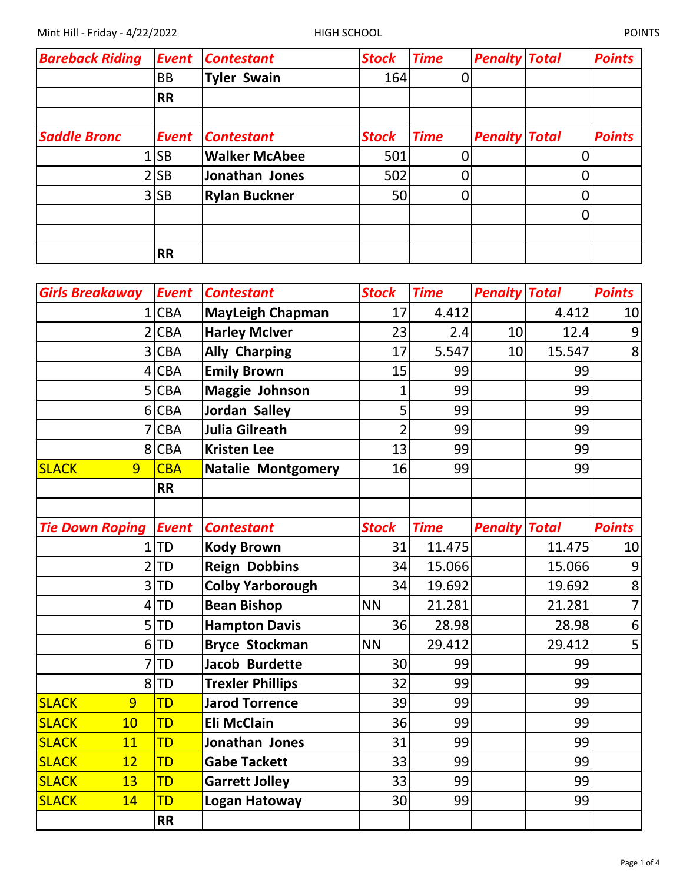Mint Hill - Friday - 4/22/2022 HIGH SCHOOL POINTS

| Bareback Riding | Event | Contestant | Stock | Time | Penalty | Total | Points |
|---|---|---|---|---|---|---|---|
| | BB | Tyler Swain | 164 | 0 | | | |
| | RR | | | | | | |
| | | | | | | | |
| **Saddle Bronc** | **Event** | **Contestant** | **Stock** | **Time** | **Penalty** | **Total** | **Points** |
| 1 | SB | Walker McAbee | 501 | 0 | | 0 | |
| 2 | SB | Jonathan Jones | 502 | 0 | | 0 | |
| 3 | SB | Rylan Buckner | 50 | 0 | | 0 | |
| | | | | | | 0 | |
| | | | | | | | |
| | RR | | | | | | |

| Girls Breakaway | Event | Contestant | Stock | Time | Penalty | Total | Points |
|---|---|---|---|---|---|---|---|
| 1 | CBA | MayLeigh Chapman | 17 | 4.412 | | 4.412 | 10 |
| 2 | CBA | Harley McIver | 23 | 2.4 | 10 | 12.4 | 9 |
| 3 | CBA | Ally Charping | 17 | 5.547 | 10 | 15.547 | 8 |
| 4 | CBA | Emily Brown | 15 | 99 | | 99 | |
| 5 | CBA | Maggie Johnson | 1 | 99 | | 99 | |
| 6 | CBA | Jordan Salley | 5 | 99 | | 99 | |
| 7 | CBA | Julia Gilreath | 2 | 99 | | 99 | |
| 8 | CBA | Kristen Lee | 13 | 99 | | 99 | |
| SLACK 9 | CBA | Natalie Montgomery | 16 | 99 | | 99 | |
| | RR | | | | | | |
| | | | | | | | |
| **Tie Down Roping** | **Event** | **Contestant** | **Stock** | **Time** | **Penalty** | **Total** | **Points** |
| 1 | TD | Kody Brown | 31 | 11.475 | | 11.475 | 10 |
| 2 | TD | Reign Dobbins | 34 | 15.066 | | 15.066 | 9 |
| 3 | TD | Colby Yarborough | 34 | 19.692 | | 19.692 | 8 |
| 4 | TD | Bean Bishop | NN | 21.281 | | 21.281 | 7 |
| 5 | TD | Hampton Davis | 36 | 28.98 | | 28.98 | 6 |
| 6 | TD | Bryce Stockman | NN | 29.412 | | 29.412 | 5 |
| 7 | TD | Jacob Burdette | 30 | 99 | | 99 | |
| 8 | TD | Trexler Phillips | 32 | 99 | | 99 | |
| SLACK 9 | TD | Jarod Torrence | 39 | 99 | | 99 | |
| SLACK 10 | TD | Eli McClain | 36 | 99 | | 99 | |
| SLACK 11 | TD | Jonathan Jones | 31 | 99 | | 99 | |
| SLACK 12 | TD | Gabe Tackett | 33 | 99 | | 99 | |
| SLACK 13 | TD | Garrett Jolley | 33 | 99 | | 99 | |
| SLACK 14 | TD | Logan Hatoway | 30 | 99 | | 99 | |
| | RR | | | | | | |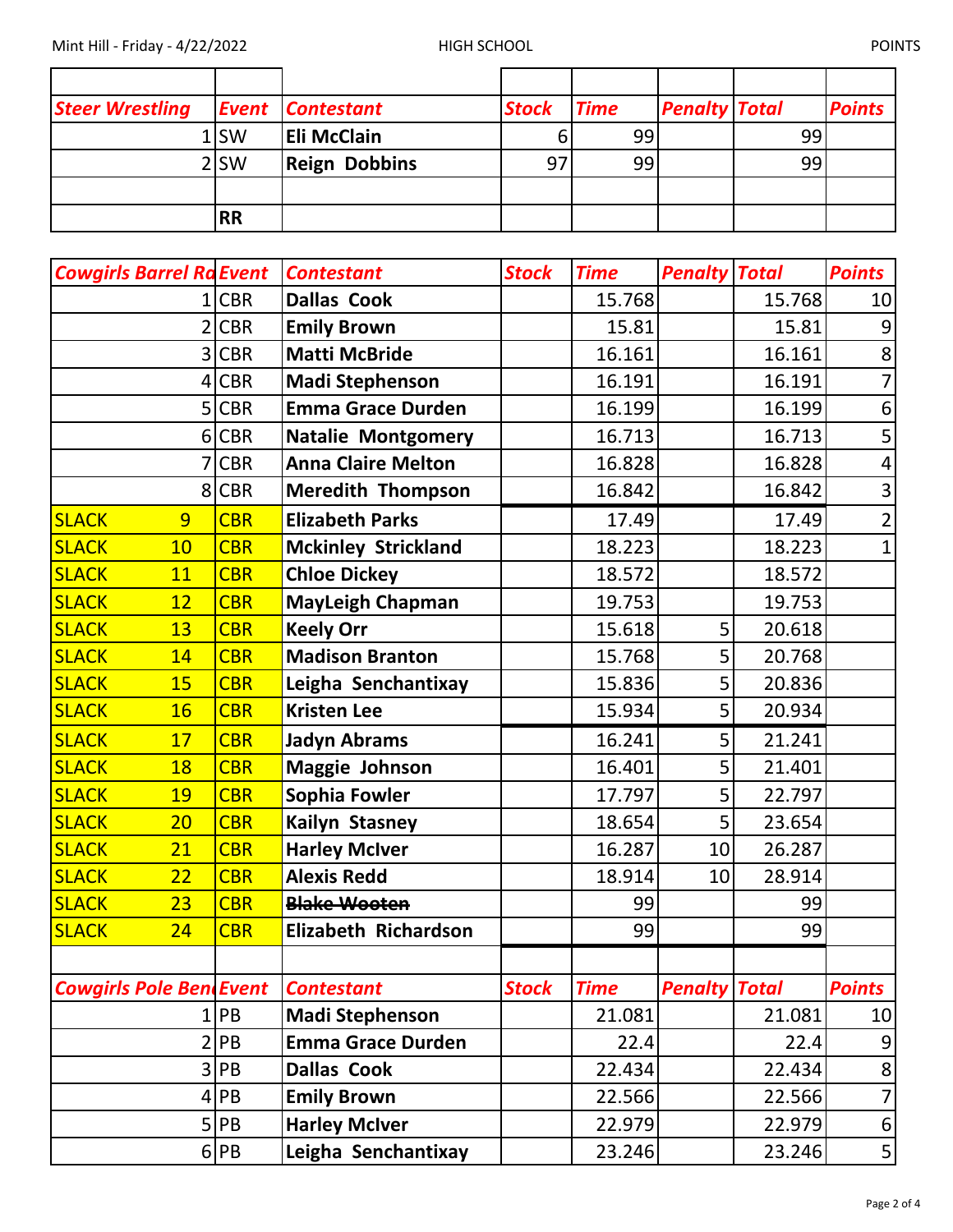| Steer Wrestling | Event | Contestant | Stock | Time | Penalty | Total | Points |
|---|---|---|---|---|---|---|---|
| 1 | SW | **Eli McClain** | 6 | 99 | | 99 | |
| 2 | SW | **Reign Dobbins** | 97 | 99 | | 99 | |
| | | | | | | | |
| | **RR** | | | | | | |

| Cowgirls Barrel Ra | Event | Contestant | Stock | Time | Penalty | Total | Points |
|---|---|---|---|---|---|---|---|
| 1 | CBR | **Dallas Cook** | | 15.768 | | 15.768 | 10 |
| 2 | CBR | **Emily Brown** | | 15.81 | | 15.81 | 9 |
| 3 | CBR | **Matti McBride** | | 16.161 | | 16.161 | 8 |
| 4 | CBR | **Madi Stephenson** | | 16.191 | | 16.191 | 7 |
| 5 | CBR | **Emma Grace Durden** | | 16.199 | | 16.199 | 6 |
| 6 | CBR | **Natalie Montgomery** | | 16.713 | | 16.713 | 5 |
| 7 | CBR | **Anna Claire Melton** | | 16.828 | | 16.828 | 4 |
| 8 | CBR | **Meredith Thompson** | | 16.842 | | 16.842 | 3 |
| SLACK 9 | CBR | **Elizabeth Parks** | | 17.49 | | 17.49 | 2 |
| SLACK 10 | CBR | **Mckinley Strickland** | | 18.223 | | 18.223 | 1 |
| SLACK 11 | CBR | **Chloe Dickey** | | 18.572 | | 18.572 | |
| SLACK 12 | CBR | **MayLeigh Chapman** | | 19.753 | | 19.753 | |
| SLACK 13 | CBR | **Keely Orr** | | 15.618 | 5 | 20.618 | |
| SLACK 14 | CBR | **Madison Branton** | | 15.768 | 5 | 20.768 | |
| SLACK 15 | CBR | **Leigha Senchantixay** | | 15.836 | 5 | 20.836 | |
| SLACK 16 | CBR | **Kristen Lee** | | 15.934 | 5 | 20.934 | |
| SLACK 17 | CBR | **Jadyn Abrams** | | 16.241 | 5 | 21.241 | |
| SLACK 18 | CBR | **Maggie Johnson** | | 16.401 | 5 | 21.401 | |
| SLACK 19 | CBR | **Sophia Fowler** | | 17.797 | 5 | 22.797 | |
| SLACK 20 | CBR | **Kailyn Stasney** | | 18.654 | 5 | 23.654 | |
| SLACK 21 | CBR | **Harley McIver** | | 16.287 | 10 | 26.287 | |
| SLACK 22 | CBR | **Alexis Redd** | | 18.914 | 10 | 28.914 | |
| SLACK 23 | CBR | ~~**Blake Wooten**~~ | | 99 | | 99 | |
| SLACK 24 | CBR | **Elizabeth Richardson** | | 99 | | 99 | |

| Cowgirls Pole Ben | Event | Contestant | Stock | Time | Penalty | Total | Points |
|---|---|---|---|---|---|---|---|
| 1 | PB | **Madi Stephenson** | | 21.081 | | 21.081 | 10 |
| 2 | PB | **Emma Grace Durden** | | 22.4 | | 22.4 | 9 |
| 3 | PB | **Dallas Cook** | | 22.434 | | 22.434 | 8 |
| 4 | PB | **Emily Brown** | | 22.566 | | 22.566 | 7 |
| 5 | PB | **Harley McIver** | | 22.979 | | 22.979 | 6 |
| 6 | PB | **Leigha Senchantixay** | | 23.246 | | 23.246 | 5 |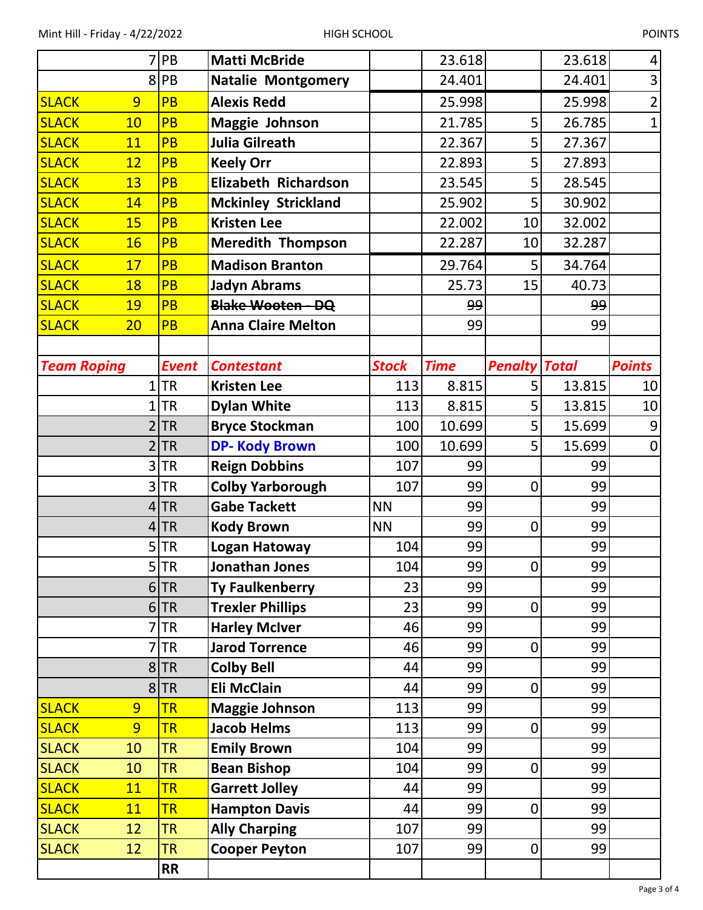| | | | | | | | | |
|---|---|---|---|---|---|---|---|---|
| 7 | PB | Matti McBride | | 23.618 | | 23.618 | 4 |
| 8 | PB | Natalie Montgomery | | 24.401 | | 24.401 | 3 |
| SLACK 9 | PB | Alexis Redd | | 25.998 | | 25.998 | 2 |
| SLACK 10 | PB | Maggie Johnson | | 21.785 | 5 | 26.785 | 1 |
| SLACK 11 | PB | Julia Gilreath | | 22.367 | 5 | 27.367 | |
| SLACK 12 | PB | Keely Orr | | 22.893 | 5 | 27.893 | |
| SLACK 13 | PB | Elizabeth Richardson | | 23.545 | 5 | 28.545 | |
| SLACK 14 | PB | Mckinley Strickland | | 25.902 | 5 | 30.902 | |
| SLACK 15 | PB | Kristen Lee | | 22.002 | 10 | 32.002 | |
| SLACK 16 | PB | Meredith Thompson | | 22.287 | 10 | 32.287 | |
| SLACK 17 | PB | Madison Branton | | 29.764 | 5 | 34.764 | |
| SLACK 18 | PB | Jadyn Abrams | | 25.73 | 15 | 40.73 | |
| SLACK 19 | PB | ~~Blake Wooten - DQ~~ | | ~~99~~ | | ~~99~~ | |
| SLACK 20 | PB | Anna Claire Melton | | 99 | | 99 | |
| | | | | | | | |
| ***Team Roping*** | ***Event*** | ***Contestant*** | ***Stock*** | ***Time*** | ***Penalty*** | ***Total*** | ***Points*** |
| 1 | TR | Kristen Lee | 113 | 8.815 | 5 | 13.815 | 10 |
| 1 | TR | Dylan White | 113 | 8.815 | 5 | 13.815 | 10 |
| 2 | TR | Bryce Stockman | 100 | 10.699 | 5 | 15.699 | 9 |
| 2 | TR | DP- Kody Brown | 100 | 10.699 | 5 | 15.699 | 0 |
| 3 | TR | Reign Dobbins | 107 | 99 | | 99 | |
| 3 | TR | Colby Yarborough | 107 | 99 | 0 | 99 | |
| 4 | TR | Gabe Tackett | NN | 99 | | 99 | |
| 4 | TR | Kody Brown | NN | 99 | 0 | 99 | |
| 5 | TR | Logan Hatoway | 104 | 99 | | 99 | |
| 5 | TR | Jonathan Jones | 104 | 99 | 0 | 99 | |
| 6 | TR | Ty Faulkenberry | 23 | 99 | | 99 | |
| 6 | TR | Trexler Phillips | 23 | 99 | 0 | 99 | |
| 7 | TR | Harley McIver | 46 | 99 | | 99 | |
| 7 | TR | Jarod Torrence | 46 | 99 | 0 | 99 | |
| 8 | TR | Colby Bell | 44 | 99 | | 99 | |
| 8 | TR | Eli McClain | 44 | 99 | 0 | 99 | |
| SLACK 9 | TR | Maggie Johnson | 113 | 99 | | 99 | |
| SLACK 9 | TR | Jacob Helms | 113 | 99 | 0 | 99 | |
| SLACK 10 | TR | Emily Brown | 104 | 99 | | 99 | |
| SLACK 10 | TR | Bean Bishop | 104 | 99 | 0 | 99 | |
| SLACK 11 | TR | Garrett Jolley | 44 | 99 | | 99 | |
| SLACK 11 | TR | Hampton Davis | 44 | 99 | 0 | 99 | |
| SLACK 12 | TR | Ally Charping | 107 | 99 | | 99 | |
| SLACK 12 | TR | Cooper Peyton | 107 | 99 | 0 | 99 | |
| | RR | | | | | | |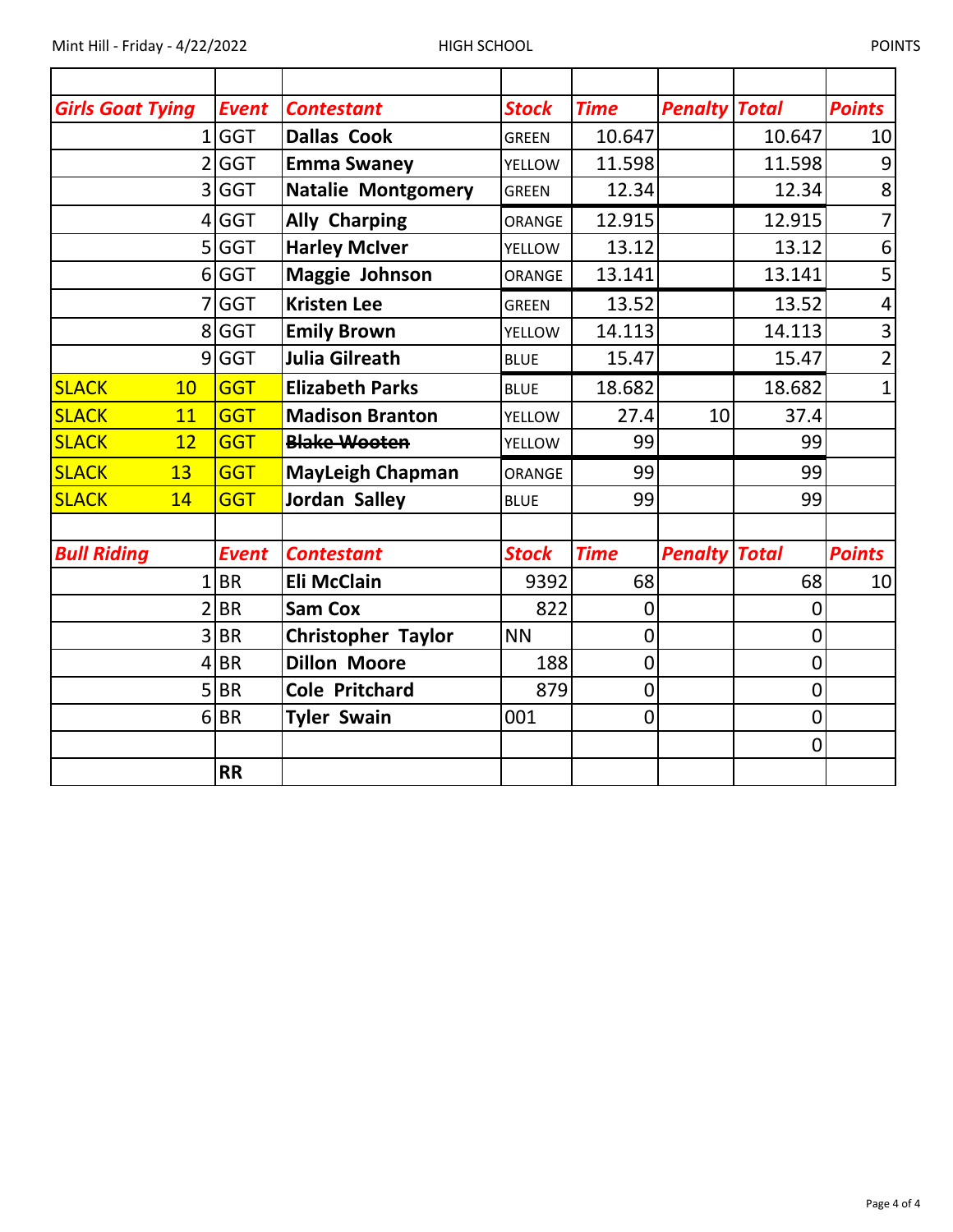Mint Hill - Friday - 4/22/2022 HIGH SCHOOL POINTS

| | | | | | | | |
|---|---|---|---|---|---|---|---|
| ***Girls Goat Tying*** | ***Event*** | ***Contestant*** | ***Stock*** | ***Time*** | ***Penalty*** | ***Total*** | ***Points*** |
| 1 | GGT | **Dallas Cook** | GREEN | 10.647 | | 10.647 | 10 |
| 2 | GGT | **Emma Swaney** | YELLOW | 11.598 | | 11.598 | 9 |
| 3 | GGT | **Natalie Montgomery** | GREEN | 12.34 | | 12.34 | 8 |
| 4 | GGT | **Ally Charping** | ORANGE | 12.915 | | 12.915 | 7 |
| 5 | GGT | **Harley McIver** | YELLOW | 13.12 | | 13.12 | 6 |
| 6 | GGT | **Maggie Johnson** | ORANGE | 13.141 | | 13.141 | 5 |
| 7 | GGT | **Kristen Lee** | GREEN | 13.52 | | 13.52 | 4 |
| 8 | GGT | **Emily Brown** | YELLOW | 14.113 | | 14.113 | 3 |
| 9 | GGT | **Julia Gilreath** | BLUE | 15.47 | | 15.47 | 2 |
| SLACK 10 | GGT | **Elizabeth Parks** | BLUE | 18.682 | | 18.682 | 1 |
| SLACK 11 | GGT | **Madison Branton** | YELLOW | 27.4 | 10 | 37.4 | |
| SLACK 12 | GGT | ~~**Blake Wooten**~~ | YELLOW | 99 | | 99 | |
| SLACK 13 | GGT | **MayLeigh Chapman** | ORANGE | 99 | | 99 | |
| SLACK 14 | GGT | **Jordan Salley** | BLUE | 99 | | 99 | |
| | | | | | | | |
| ***Bull Riding*** | ***Event*** | ***Contestant*** | ***Stock*** | ***Time*** | ***Penalty*** | ***Total*** | ***Points*** |
| 1 | BR | **Eli McClain** | 9392 | 68 | | 68 | 10 |
| 2 | BR | **Sam Cox** | 822 | 0 | | 0 | |
| 3 | BR | **Christopher Taylor** | NN | 0 | | 0 | |
| 4 | BR | **Dillon Moore** | 188 | 0 | | 0 | |
| 5 | BR | **Cole Pritchard** | 879 | 0 | | 0 | |
| 6 | BR | **Tyler Swain** | 001 | 0 | | 0 | |
| | | | | | | 0 | |
| | **RR** | | | | | | |